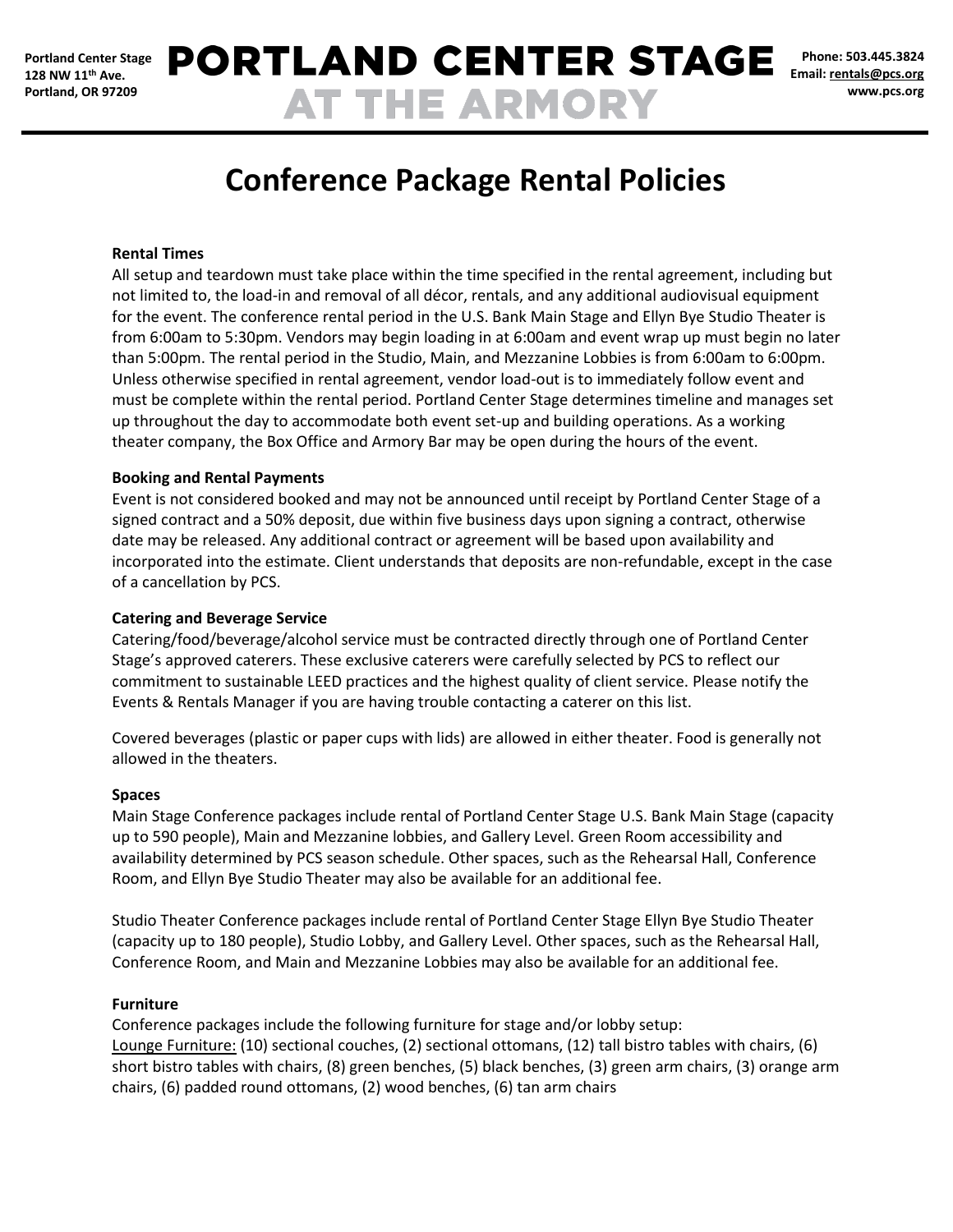Portland Center Stage
128 NW 11th Ave.
Portland, OR 97209

# PORTLAND CENTER STAGE AT THE ARMORY

Phone: 503.445.3824
Email: rentals@pcs.org
www.pcs.org

## Conference Package Rental Policies

**Rental Times**

All setup and teardown must take place within the time specified in the rental agreement, including but not limited to, the load-in and removal of all décor, rentals, and any additional audiovisual equipment for the event. The conference rental period in the U.S. Bank Main Stage and Ellyn Bye Studio Theater is from 6:00am to 5:30pm. Vendors may begin loading in at 6:00am and event wrap up must begin no later than 5:00pm. The rental period in the Studio, Main, and Mezzanine Lobbies is from 6:00am to 6:00pm. Unless otherwise specified in rental agreement, vendor load-out is to immediately follow event and must be complete within the rental period. Portland Center Stage determines timeline and manages set up throughout the day to accommodate both event set-up and building operations. As a working theater company, the Box Office and Armory Bar may be open during the hours of the event.

**Booking and Rental Payments**

Event is not considered booked and may not be announced until receipt by Portland Center Stage of a signed contract and a 50% deposit, due within five business days upon signing a contract, otherwise date may be released. Any additional contract or agreement will be based upon availability and incorporated into the estimate. Client understands that deposits are non-refundable, except in the case of a cancellation by PCS.

**Catering and Beverage Service**

Catering/food/beverage/alcohol service must be contracted directly through one of Portland Center Stage's approved caterers. These exclusive caterers were carefully selected by PCS to reflect our commitment to sustainable LEED practices and the highest quality of client service. Please notify the Events & Rentals Manager if you are having trouble contacting a caterer on this list.

Covered beverages (plastic or paper cups with lids) are allowed in either theater. Food is generally not allowed in the theaters.

**Spaces**

Main Stage Conference packages include rental of Portland Center Stage U.S. Bank Main Stage (capacity up to 590 people), Main and Mezzanine lobbies, and Gallery Level. Green Room accessibility and availability determined by PCS season schedule. Other spaces, such as the Rehearsal Hall, Conference Room, and Ellyn Bye Studio Theater may also be available for an additional fee.

Studio Theater Conference packages include rental of Portland Center Stage Ellyn Bye Studio Theater (capacity up to 180 people), Studio Lobby, and Gallery Level. Other spaces, such as the Rehearsal Hall, Conference Room, and Main and Mezzanine Lobbies may also be available for an additional fee.

**Furniture**

Conference packages include the following furniture for stage and/or lobby setup:
Lounge Furniture: (10) sectional couches, (2) sectional ottomans, (12) tall bistro tables with chairs, (6) short bistro tables with chairs, (8) green benches, (5) black benches, (3) green arm chairs, (3) orange arm chairs, (6) padded round ottomans, (2) wood benches, (6) tan arm chairs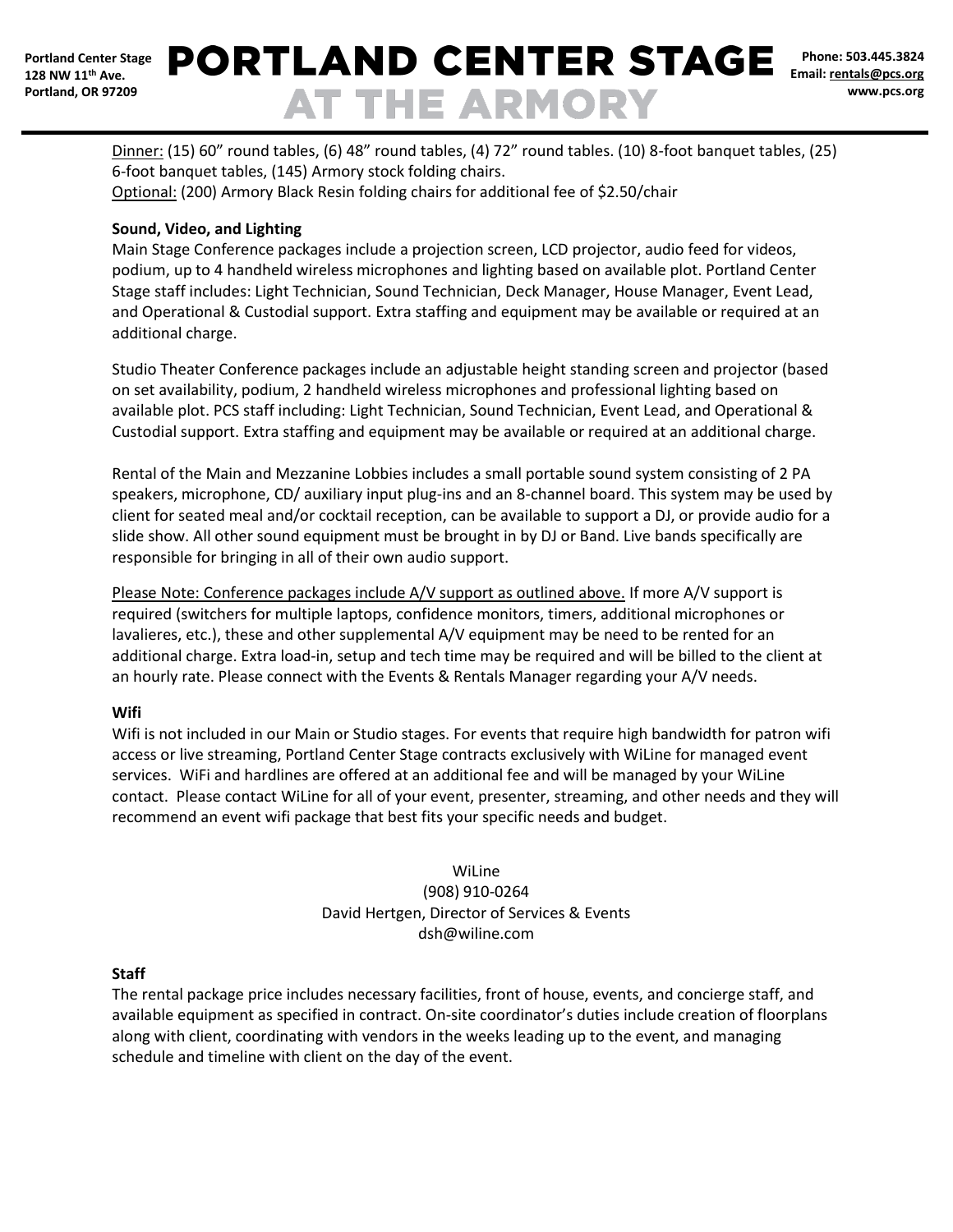<u>Dinner:</u> (15) 60" round tables, (6) 48" round tables, (4) 72" round tables. (10) 8-foot banquet tables, (25) 6-foot banquet tables, (145) Armory stock folding chairs.
<u>Optional:</u> (200) Armory Black Resin folding chairs for additional fee of $2.50/chair

**Sound, Video, and Lighting**

Main Stage Conference packages include a projection screen, LCD projector, audio feed for videos, podium, up to 4 handheld wireless microphones and lighting based on available plot. Portland Center Stage staff includes: Light Technician, Sound Technician, Deck Manager, House Manager, Event Lead, and Operational & Custodial support. Extra staffing and equipment may be available or required at an additional charge.

Studio Theater Conference packages include an adjustable height standing screen and projector (based on set availability, podium, 2 handheld wireless microphones and professional lighting based on available plot. PCS staff including: Light Technician, Sound Technician, Event Lead, and Operational & Custodial support. Extra staffing and equipment may be available or required at an additional charge.

Rental of the Main and Mezzanine Lobbies includes a small portable sound system consisting of 2 PA speakers, microphone, CD/ auxiliary input plug-ins and an 8-channel board. This system may be used by client for seated meal and/or cocktail reception, can be available to support a DJ, or provide audio for a slide show. All other sound equipment must be brought in by DJ or Band. Live bands specifically are responsible for bringing in all of their own audio support.

<u>Please Note: Conference packages include A/V support as outlined above.</u> If more A/V support is required (switchers for multiple laptops, confidence monitors, timers, additional microphones or lavalieres, etc.), these and other supplemental A/V equipment may be need to be rented for an additional charge. Extra load-in, setup and tech time may be required and will be billed to the client at an hourly rate. Please connect with the Events & Rentals Manager regarding your A/V needs.

**Wifi**

Wifi is not included in our Main or Studio stages. For events that require high bandwidth for patron wifi access or live streaming, Portland Center Stage contracts exclusively with WiLine for managed event services. WiFi and hardlines are offered at an additional fee and will be managed by your WiLine contact. Please contact WiLine for all of your event, presenter, streaming, and other needs and they will recommend an event wifi package that best fits your specific needs and budget.

WiLine
(908) 910-0264
David Hertgen, Director of Services & Events
dsh@wiline.com

**Staff**

The rental package price includes necessary facilities, front of house, events, and concierge staff, and available equipment as specified in contract. On-site coordinator's duties include creation of floorplans along with client, coordinating with vendors in the weeks leading up to the event, and managing schedule and timeline with client on the day of the event.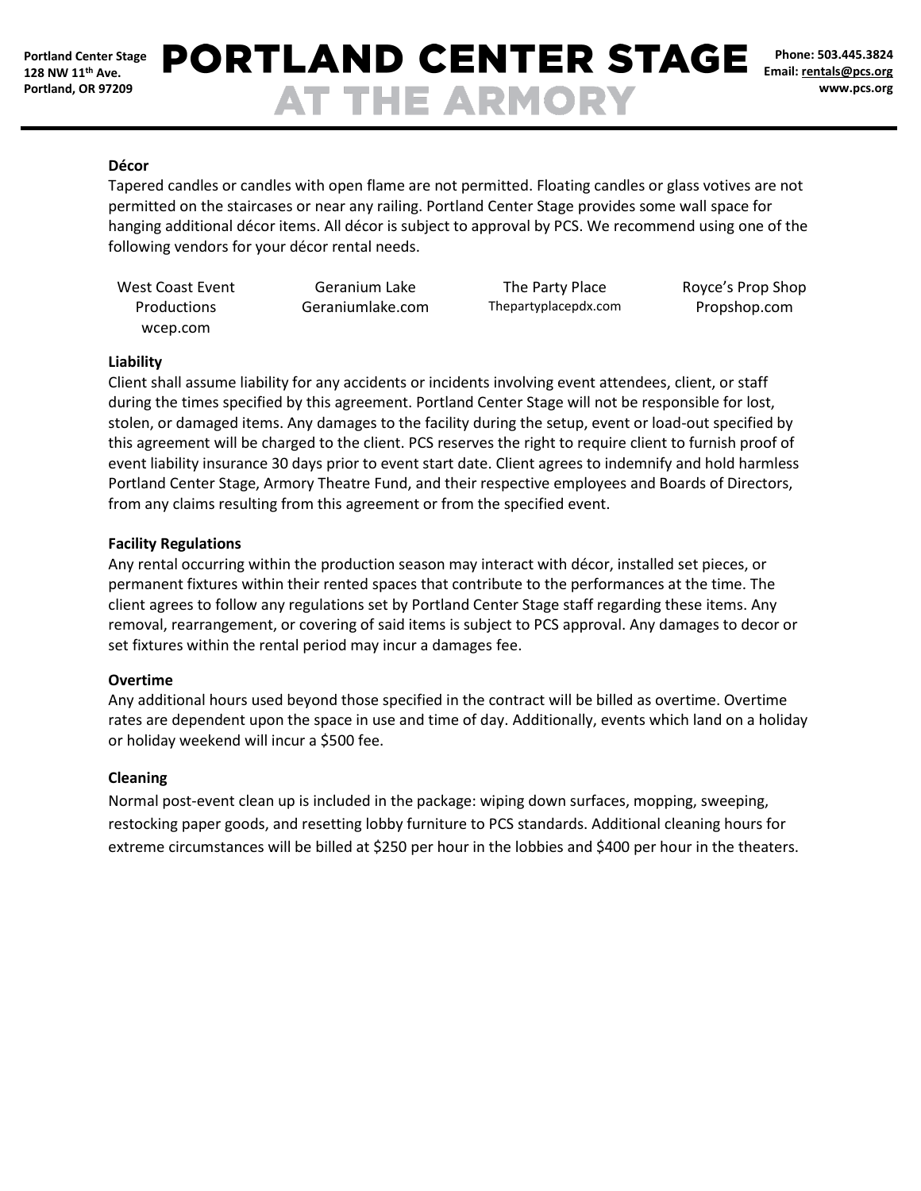### Décor

Tapered candles or candles with open flame are not permitted. Floating candles or glass votives are not permitted on the staircases or near any railing. Portland Center Stage provides some wall space for hanging additional décor items. All décor is subject to approval by PCS. We recommend using one of the following vendors for your décor rental needs.

| | | | |
|---|---|---|---|
| West Coast Event Productions wcep.com | Geranium Lake Geraniumlake.com | The Party Place Thepartyplacepdx.com | Royce's Prop Shop Propshop.com |

### Liability

Client shall assume liability for any accidents or incidents involving event attendees, client, or staff during the times specified by this agreement. Portland Center Stage will not be responsible for lost, stolen, or damaged items. Any damages to the facility during the setup, event or load-out specified by this agreement will be charged to the client. PCS reserves the right to require client to furnish proof of event liability insurance 30 days prior to event start date. Client agrees to indemnify and hold harmless Portland Center Stage, Armory Theatre Fund, and their respective employees and Boards of Directors, from any claims resulting from this agreement or from the specified event.

### Facility Regulations

Any rental occurring within the production season may interact with décor, installed set pieces, or permanent fixtures within their rented spaces that contribute to the performances at the time. The client agrees to follow any regulations set by Portland Center Stage staff regarding these items. Any removal, rearrangement, or covering of said items is subject to PCS approval. Any damages to decor or set fixtures within the rental period may incur a damages fee.

### Overtime

Any additional hours used beyond those specified in the contract will be billed as overtime. Overtime rates are dependent upon the space in use and time of day. Additionally, events which land on a holiday or holiday weekend will incur a $500 fee.

### Cleaning

Normal post-event clean up is included in the package: wiping down surfaces, mopping, sweeping, restocking paper goods, and resetting lobby furniture to PCS standards. Additional cleaning hours for extreme circumstances will be billed at $250 per hour in the lobbies and $400 per hour in the theaters.